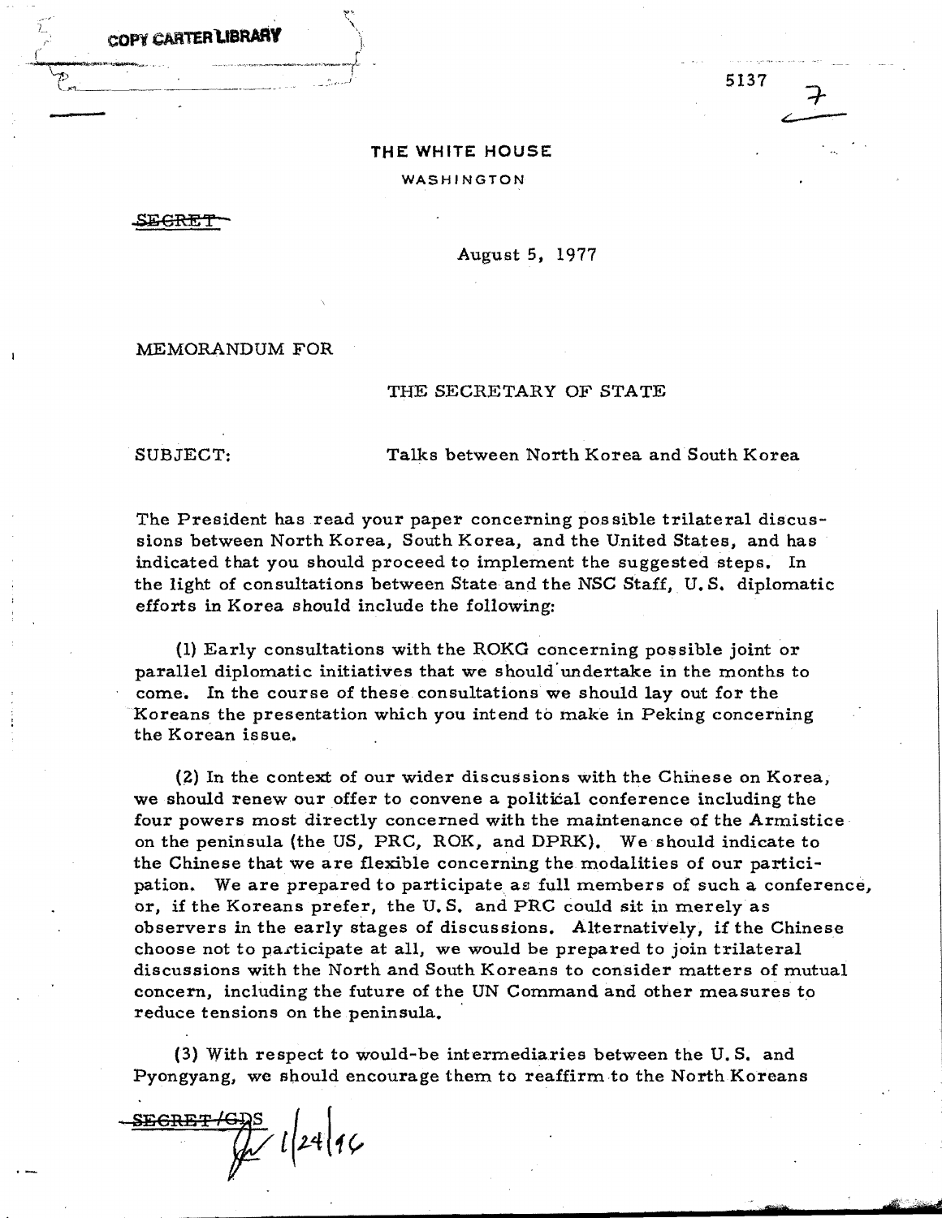COPY CARTER LIBRARY

5137

7

THE WHITE HOUSE

WASHINGTON

~~SECRET~~

August 5, 1977

MEMORANDUM FOR

THE SECRETARY OF STATE

SUBJECT: Talks between North Korea and South Korea

The President has read your paper concerning possible trilateral discussions between North Korea, South Korea, and the United States, and has indicated that you should proceed to implement the suggested steps. In the light of consultations between State and the NSC Staff, U.S. diplomatic efforts in Korea should include the following:

(1) Early consultations with the ROKG concerning possible joint or parallel diplomatic initiatives that we should undertake in the months to come. In the course of these consultations we should lay out for the Koreans the presentation which you intend to make in Peking concerning the Korean issue.

(2) In the context of our wider discussions with the Chinese on Korea, we should renew our offer to convene a political conference including the four powers most directly concerned with the maintenance of the Armistice on the peninsula (the US, PRC, ROK, and DPRK). We should indicate to the Chinese that we are flexible concerning the modalities of our participation. We are prepared to participate as full members of such a conference, or, if the Koreans prefer, the U.S. and PRC could sit in merely as observers in the early stages of discussions. Alternatively, if the Chinese choose not to participate at all, we would be prepared to join trilateral discussions with the North and South Koreans to consider matters of mutual concern, including the future of the UN Command and other measures to reduce tensions on the peninsula.

(3) With respect to would-be intermediaries between the U.S. and Pyongyang, we should encourage them to reaffirm to the North Koreans

~~SECRET/GDS~~ 1/24/96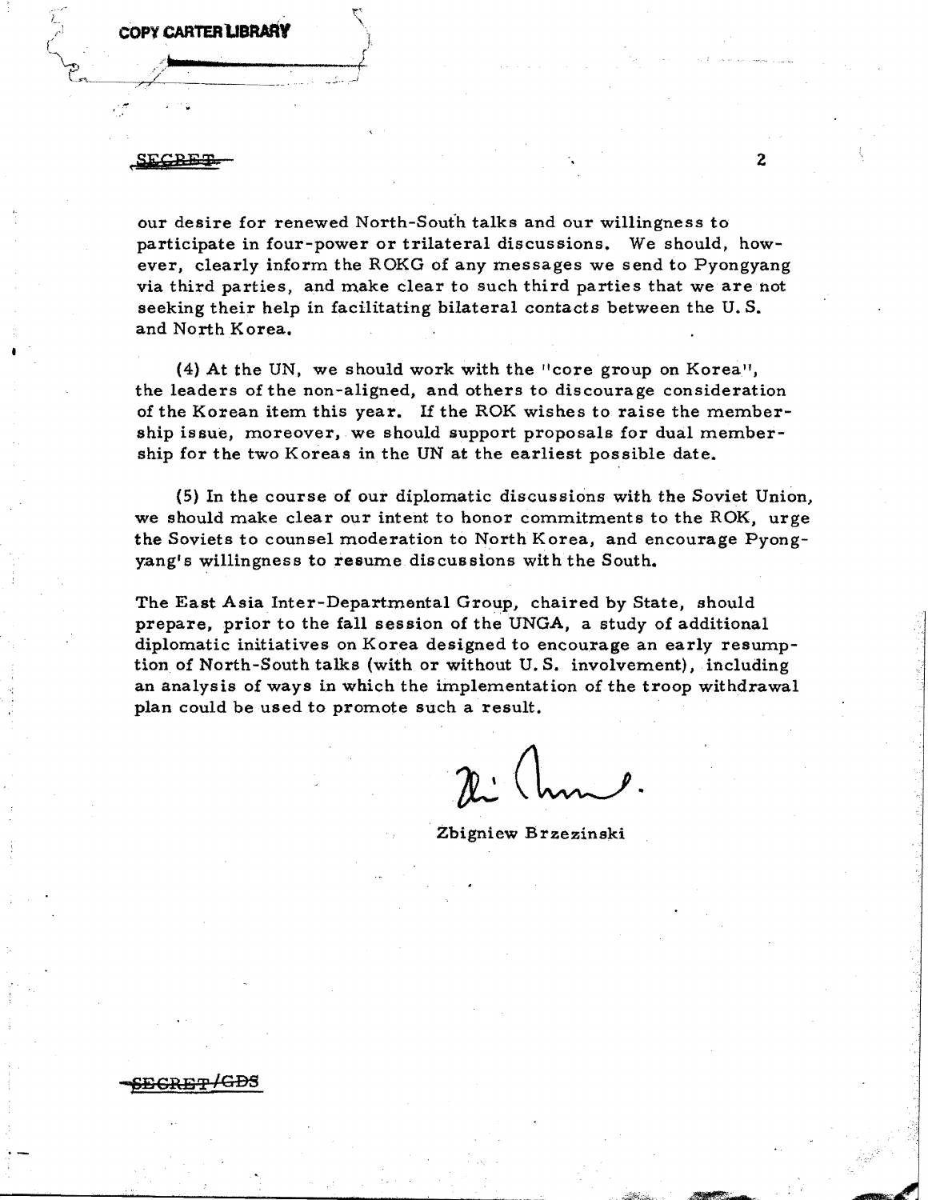COPY CARTER LIBRARY

~~SECRET~~

our desire for renewed North-South talks and our willingness to participate in four-power or trilateral discussions. We should, however, clearly inform the ROKG of any messages we send to Pyongyang via third parties, and make clear to such third parties that we are not seeking their help in facilitating bilateral contacts between the U.S. and North Korea.

(4) At the UN, we should work with the "core group on Korea", the leaders of the non-aligned, and others to discourage consideration of the Korean item this year. If the ROK wishes to raise the membership issue, moreover, we should support proposals for dual membership for the two Koreas in the UN at the earliest possible date.

(5) In the course of our diplomatic discussions with the Soviet Union, we should make clear our intent to honor commitments to the ROK, urge the Soviets to counsel moderation to North Korea, and encourage Pyongyang's willingness to resume discussions with the South.

The East Asia Inter-Departmental Group, chaired by State, should prepare, prior to the fall session of the UNGA, a study of additional diplomatic initiatives on Korea designed to encourage an early resumption of North-South talks (with or without U.S. involvement), including an analysis of ways in which the implementation of the troop withdrawal plan could be used to promote such a result.

Zbigniew Brzezinski

~~SECRET/GDS~~